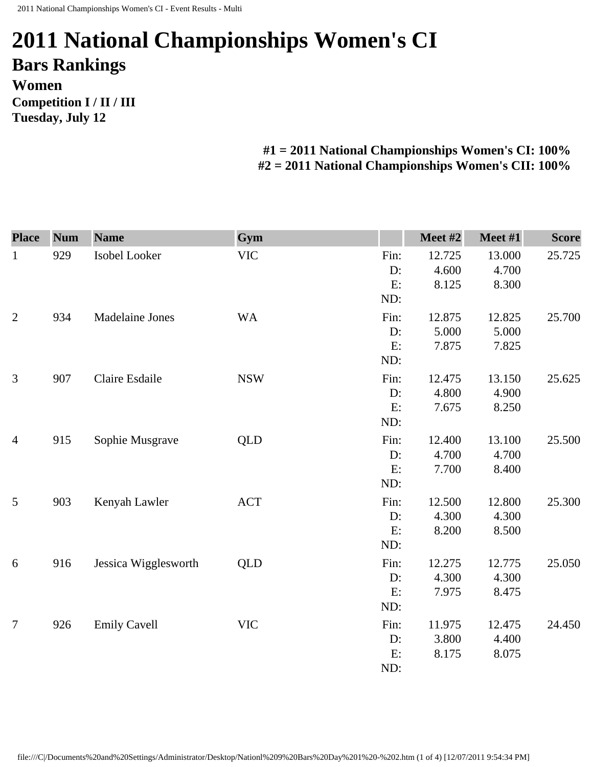# 2011 National Championships Women's CI

## Bars Rankings

### Women

**Competition I / II / III**
**Tuesday, July 12**

**#1 = 2011 National Championships Women's CI: 100%**
**#2 = 2011 National Championships Women's CII: 100%**

| Place | Num | Name | Gym | | Meet #2 | Meet #1 | Score |
|---|---|---|---|---|---|---|---|
| 1 | 929 | Isobel Looker | VIC | Fin: | 12.725 | 13.000 | 25.725 |
| | | | | D: | 4.600 | 4.700 | |
| | | | | E: | 8.125 | 8.300 | |
| | | | | ND: | | | |
| 2 | 934 | Madelaine Jones | WA | Fin: | 12.875 | 12.825 | 25.700 |
| | | | | D: | 5.000 | 5.000 | |
| | | | | E: | 7.875 | 7.825 | |
| | | | | ND: | | | |
| 3 | 907 | Claire Esdaile | NSW | Fin: | 12.475 | 13.150 | 25.625 |
| | | | | D: | 4.800 | 4.900 | |
| | | | | E: | 7.675 | 8.250 | |
| | | | | ND: | | | |
| 4 | 915 | Sophie Musgrave | QLD | Fin: | 12.400 | 13.100 | 25.500 |
| | | | | D: | 4.700 | 4.700 | |
| | | | | E: | 7.700 | 8.400 | |
| | | | | ND: | | | |
| 5 | 903 | Kenyah Lawler | ACT | Fin: | 12.500 | 12.800 | 25.300 |
| | | | | D: | 4.300 | 4.300 | |
| | | | | E: | 8.200 | 8.500 | |
| | | | | ND: | | | |
| 6 | 916 | Jessica Wigglesworth | QLD | Fin: | 12.275 | 12.775 | 25.050 |
| | | | | D: | 4.300 | 4.300 | |
| | | | | E: | 7.975 | 8.475 | |
| | | | | ND: | | | |
| 7 | 926 | Emily Cavell | VIC | Fin: | 11.975 | 12.475 | 24.450 |
| | | | | D: | 3.800 | 4.400 | |
| | | | | E: | 8.175 | 8.075 | |
| | | | | ND: | | | |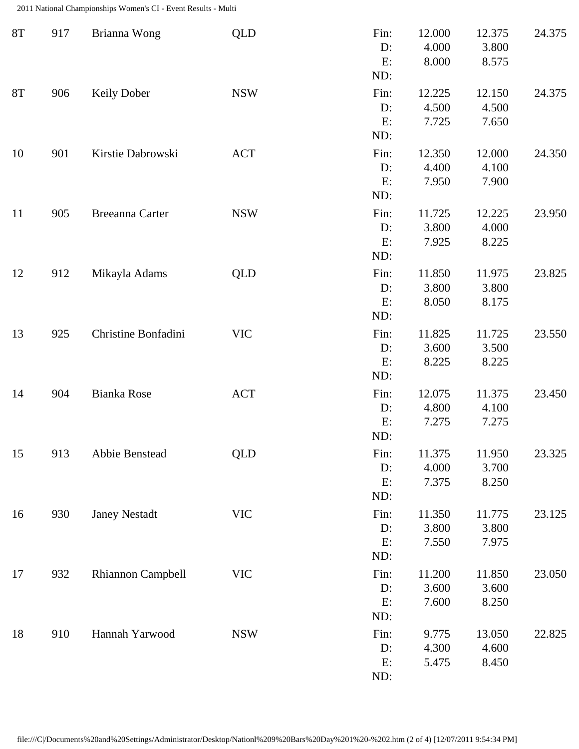| Rank | No. | Name | State | | Score 1 | Score 2 | Total |
|---|---|---|---|---|---|---|---|
| 8T | 917 | Brianna Wong | QLD | Fin: | 12.000 | 12.375 | 24.375 |
| | | | | D: | 4.000 | 3.800 | |
| | | | | E: | 8.000 | 8.575 | |
| | | | | ND: | | | |
| 8T | 906 | Keily Dober | NSW | Fin: | 12.225 | 12.150 | 24.375 |
| | | | | D: | 4.500 | 4.500 | |
| | | | | E: | 7.725 | 7.650 | |
| | | | | ND: | | | |
| 10 | 901 | Kirstie Dabrowski | ACT | Fin: | 12.350 | 12.000 | 24.350 |
| | | | | D: | 4.400 | 4.100 | |
| | | | | E: | 7.950 | 7.900 | |
| | | | | ND: | | | |
| 11 | 905 | Breeanna Carter | NSW | Fin: | 11.725 | 12.225 | 23.950 |
| | | | | D: | 3.800 | 4.000 | |
| | | | | E: | 7.925 | 8.225 | |
| | | | | ND: | | | |
| 12 | 912 | Mikayla Adams | QLD | Fin: | 11.850 | 11.975 | 23.825 |
| | | | | D: | 3.800 | 3.800 | |
| | | | | E: | 8.050 | 8.175 | |
| | | | | ND: | | | |
| 13 | 925 | Christine Bonfadini | VIC | Fin: | 11.825 | 11.725 | 23.550 |
| | | | | D: | 3.600 | 3.500 | |
| | | | | E: | 8.225 | 8.225 | |
| | | | | ND: | | | |
| 14 | 904 | Bianka Rose | ACT | Fin: | 12.075 | 11.375 | 23.450 |
| | | | | D: | 4.800 | 4.100 | |
| | | | | E: | 7.275 | 7.275 | |
| | | | | ND: | | | |
| 15 | 913 | Abbie Benstead | QLD | Fin: | 11.375 | 11.950 | 23.325 |
| | | | | D: | 4.000 | 3.700 | |
| | | | | E: | 7.375 | 8.250 | |
| | | | | ND: | | | |
| 16 | 930 | Janey Nestadt | VIC | Fin: | 11.350 | 11.775 | 23.125 |
| | | | | D: | 3.800 | 3.800 | |
| | | | | E: | 7.550 | 7.975 | |
| | | | | ND: | | | |
| 17 | 932 | Rhiannon Campbell | VIC | Fin: | 11.200 | 11.850 | 23.050 |
| | | | | D: | 3.600 | 3.600 | |
| | | | | E: | 7.600 | 8.250 | |
| | | | | ND: | | | |
| 18 | 910 | Hannah Yarwood | NSW | Fin: | 9.775 | 13.050 | 22.825 |
| | | | | D: | 4.300 | 4.600 | |
| | | | | E: | 5.475 | 8.450 | |
| | | | | ND: | | | |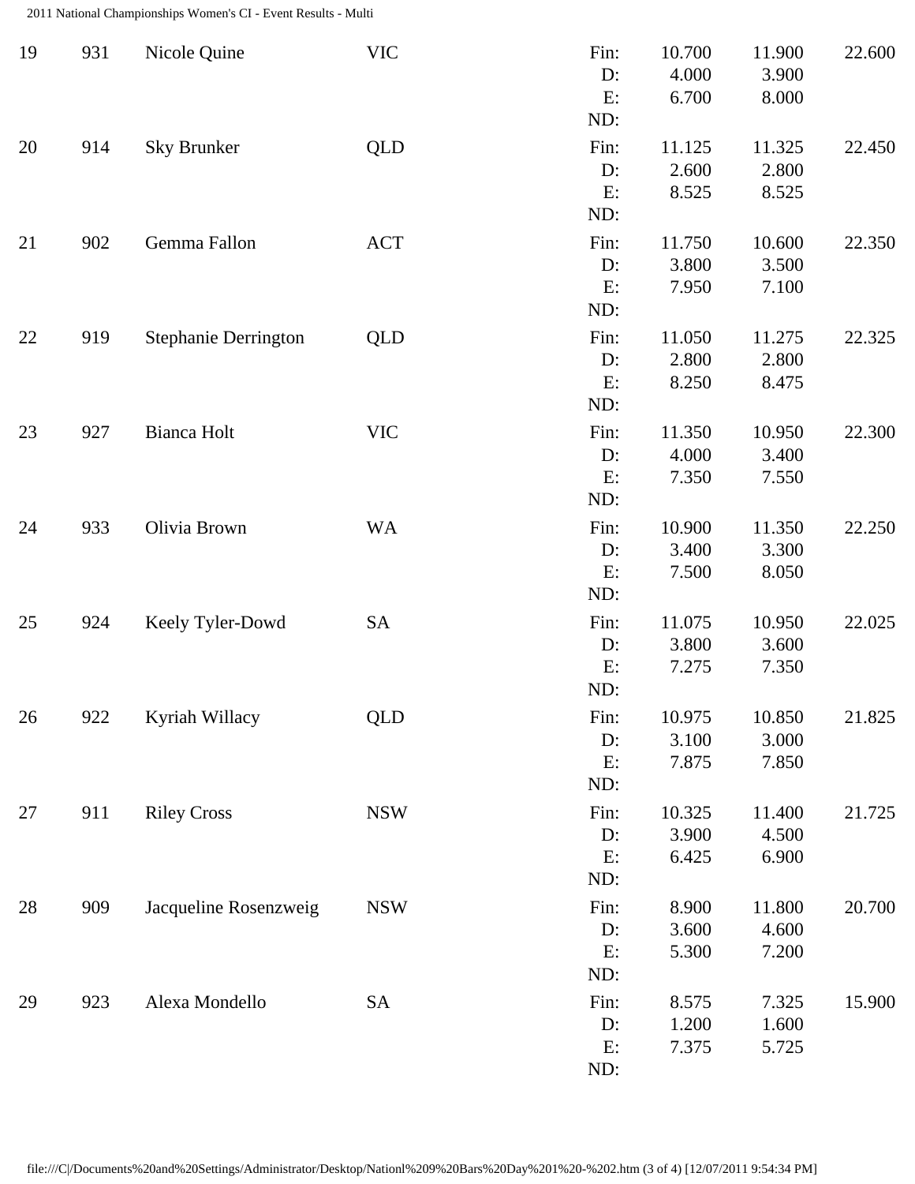| Rank | Num | Name | State | | Score 1 | Score 2 | Total |
|---|---|---|---|---|---|---|---|
| 19 | 931 | Nicole Quine | VIC | Fin: | 10.700 | 11.900 | 22.600 |
| | | | | D: | 4.000 | 3.900 | |
| | | | | E: | 6.700 | 8.000 | |
| | | | | ND: | | | |
| 20 | 914 | Sky Brunker | QLD | Fin: | 11.125 | 11.325 | 22.450 |
| | | | | D: | 2.600 | 2.800 | |
| | | | | E: | 8.525 | 8.525 | |
| | | | | ND: | | | |
| 21 | 902 | Gemma Fallon | ACT | Fin: | 11.750 | 10.600 | 22.350 |
| | | | | D: | 3.800 | 3.500 | |
| | | | | E: | 7.950 | 7.100 | |
| | | | | ND: | | | |
| 22 | 919 | Stephanie Derrington | QLD | Fin: | 11.050 | 11.275 | 22.325 |
| | | | | D: | 2.800 | 2.800 | |
| | | | | E: | 8.250 | 8.475 | |
| | | | | ND: | | | |
| 23 | 927 | Bianca Holt | VIC | Fin: | 11.350 | 10.950 | 22.300 |
| | | | | D: | 4.000 | 3.400 | |
| | | | | E: | 7.350 | 7.550 | |
| | | | | ND: | | | |
| 24 | 933 | Olivia Brown | WA | Fin: | 10.900 | 11.350 | 22.250 |
| | | | | D: | 3.400 | 3.300 | |
| | | | | E: | 7.500 | 8.050 | |
| | | | | ND: | | | |
| 25 | 924 | Keely Tyler-Dowd | SA | Fin: | 11.075 | 10.950 | 22.025 |
| | | | | D: | 3.800 | 3.600 | |
| | | | | E: | 7.275 | 7.350 | |
| | | | | ND: | | | |
| 26 | 922 | Kyriah Willacy | QLD | Fin: | 10.975 | 10.850 | 21.825 |
| | | | | D: | 3.100 | 3.000 | |
| | | | | E: | 7.875 | 7.850 | |
| | | | | ND: | | | |
| 27 | 911 | Riley Cross | NSW | Fin: | 10.325 | 11.400 | 21.725 |
| | | | | D: | 3.900 | 4.500 | |
| | | | | E: | 6.425 | 6.900 | |
| | | | | ND: | | | |
| 28 | 909 | Jacqueline Rosenzweig | NSW | Fin: | 8.900 | 11.800 | 20.700 |
| | | | | D: | 3.600 | 4.600 | |
| | | | | E: | 5.300 | 7.200 | |
| | | | | ND: | | | |
| 29 | 923 | Alexa Mondello | SA | Fin: | 8.575 | 7.325 | 15.900 |
| | | | | D: | 1.200 | 1.600 | |
| | | | | E: | 7.375 | 5.725 | |
| | | | | ND: | | | |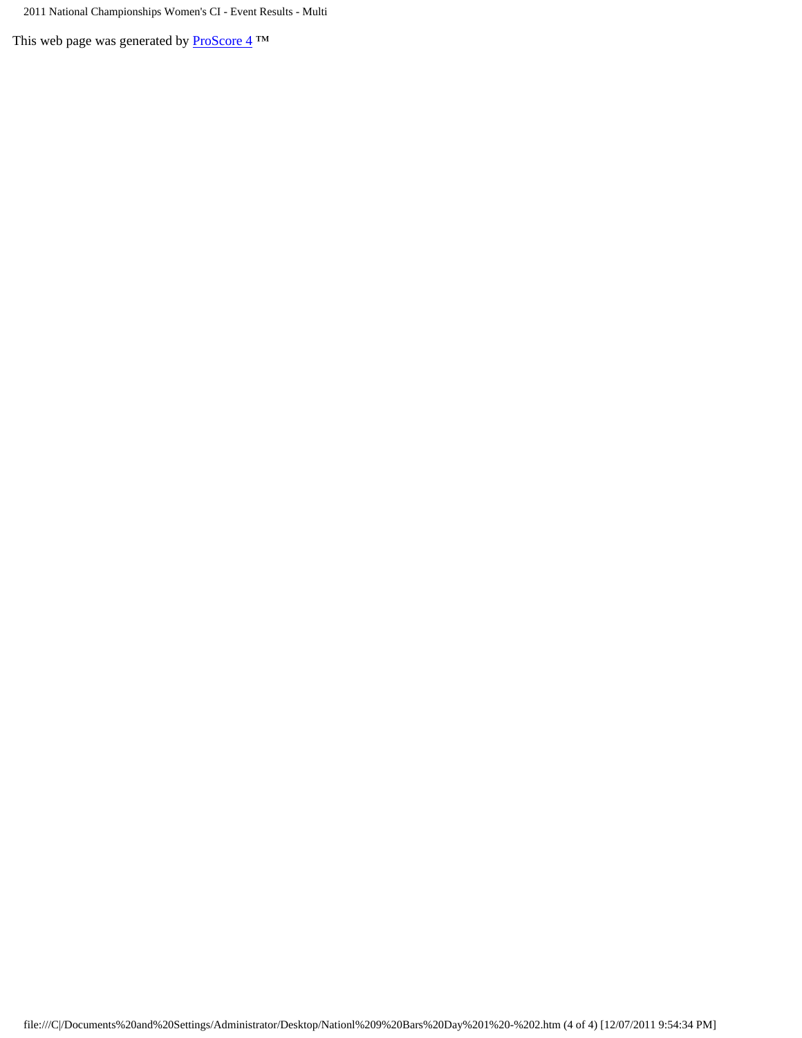This web page was generated by [ProScore 4](ProScore 4) ™